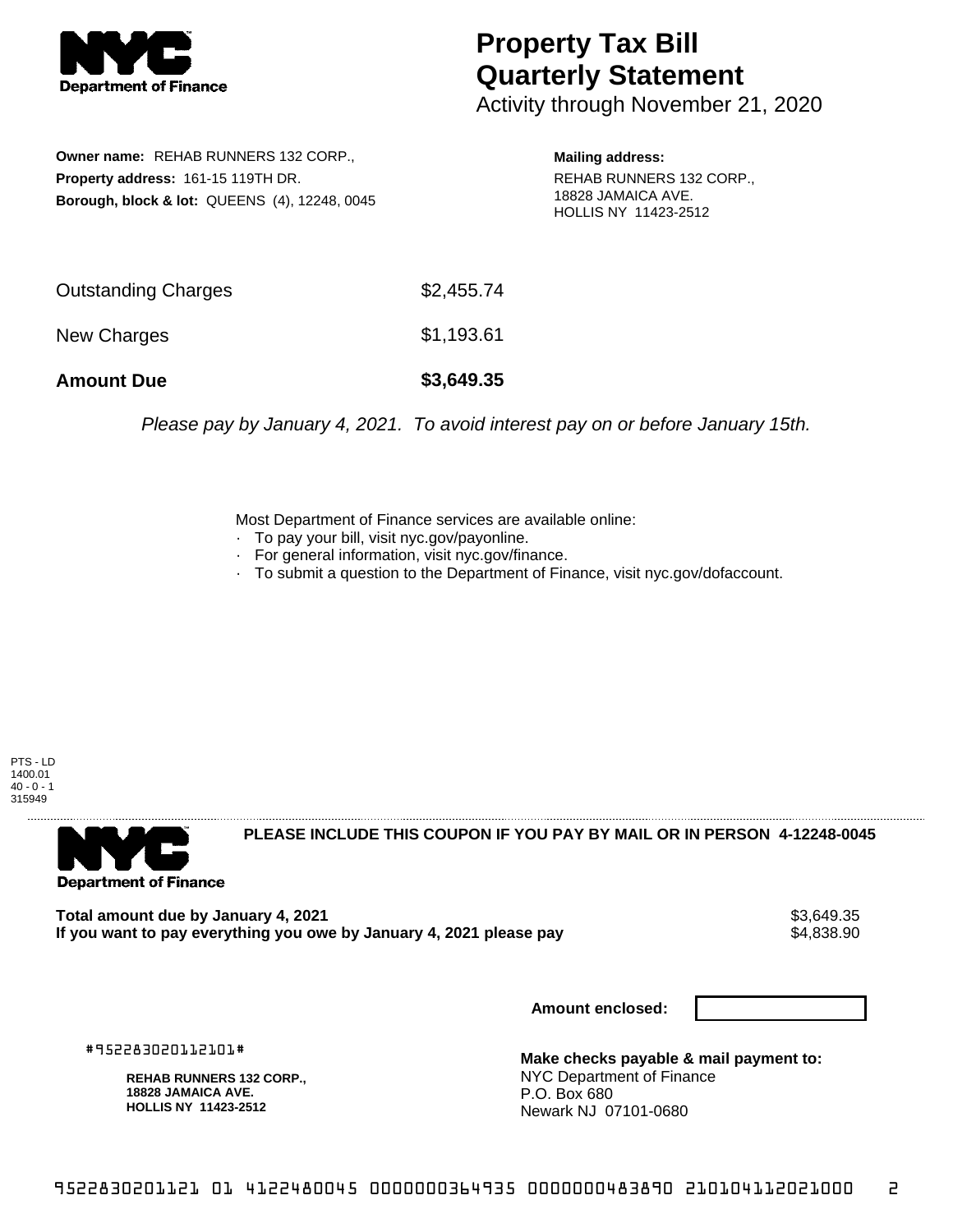# Property Tax Bill Quarterly Statement

Activity through November 21, 2020

**Owner name:** REHAB RUNNERS 132 CORP.,
**Property address:** 161-15 119TH DR.
**Borough, block & lot:** QUEENS (4), 12248, 0045

**Mailing address:**
REHAB RUNNERS 132 CORP.,
18828 JAMAICA AVE.
HOLLIS NY 11423-2512

| | |
|---|---|
| Outstanding Charges | $2,455.74 |
| New Charges | $1,193.61 |
| **Amount Due** | **$3,649.35** |

*Please pay by January 4, 2021. To avoid interest pay on or before January 15th.*

Most Department of Finance services are available online:
- To pay your bill, visit nyc.gov/payonline.
- For general information, visit nyc.gov/finance.
- To submit a question to the Department of Finance, visit nyc.gov/dofaccount.

PTS - LD
1400.01
40 - 0 - 1
315949

**PLEASE INCLUDE THIS COUPON IF YOU PAY BY MAIL OR IN PERSON 4-12248-0045**

**Total amount due by January 4, 2021** $3,649.35
**If you want to pay everything you owe by January 4, 2021 please pay** $4,838.90

**Amount enclosed:**

#952283020112101#

**REHAB RUNNERS 132 CORP.,**
**18828 JAMAICA AVE.**
**HOLLIS NY 11423-2512**

**Make checks payable & mail payment to:**
NYC Department of Finance
P.O. Box 680
Newark NJ 07101-0680

9522830201121 01 4122480045 0000000364935 0000000483890 210104112021000 2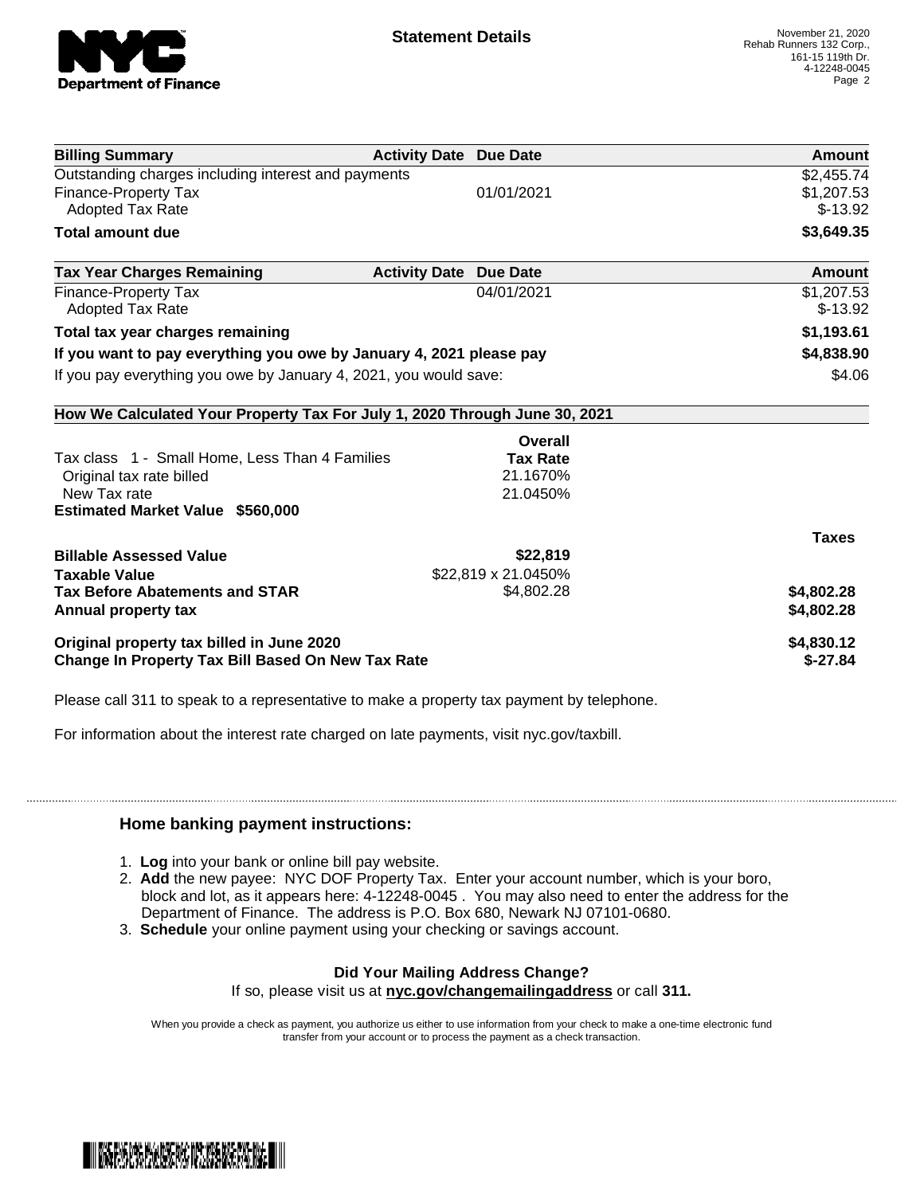## Statement Details

November 21, 2020
Rehab Runners 132 Corp.,
161-15 119th Dr.
4-12248-0045

| Billing Summary | Activity Date | Due Date | Amount |
|---|---|---|---|
| Outstanding charges including interest and payments | | | $2,455.74 |
| Finance-Property Tax | | 01/01/2021 | $1,207.53 |
| Adopted Tax Rate | | | $-13.92 |
| **Total amount due** | | | **$3,649.35** |

| Tax Year Charges Remaining | Activity Date | Due Date | Amount |
|---|---|---|---|
| Finance-Property Tax | | 04/01/2021 | $1,207.53 |
| Adopted Tax Rate | | | $-13.92 |
| **Total tax year charges remaining** | | | **$1,193.61** |
| **If you want to pay everything you owe by January 4, 2021 please pay** | | | **$4,838.90** |
| If you pay everything you owe by January 4, 2021, you would save: | | | $4.06 |

**How We Calculated Your Property Tax For July 1, 2020 Through June 30, 2021**

| | Overall Tax Rate | |
|---|---|---|
| Tax class 1 - Small Home, Less Than 4 Families | | |
| Original tax rate billed | 21.1670% | |
| New Tax rate | 21.0450% | |
| **Estimated Market Value $560,000** | | |
| | | **Taxes** |
| **Billable Assessed Value** | **$22,819** | |
| **Taxable Value** | $22,819 x 21.0450% | |
| **Tax Before Abatements and STAR** | $4,802.28 | **$4,802.28** |
| **Annual property tax** | | **$4,802.28** |
| **Original property tax billed in June 2020** | | **$4,830.12** |
| **Change In Property Tax Bill Based On New Tax Rate** | | **$-27.84** |

Please call 311 to speak to a representative to make a property tax payment by telephone.

For information about the interest rate charged on late payments, visit nyc.gov/taxbill.

### Home banking payment instructions:

1. **Log** into your bank or online bill pay website.
2. **Add** the new payee: NYC DOF Property Tax. Enter your account number, which is your boro, block and lot, as it appears here: 4-12248-0045 . You may also need to enter the address for the Department of Finance. The address is P.O. Box 680, Newark NJ 07101-0680.
3. **Schedule** your online payment using your checking or savings account.

**Did Your Mailing Address Change?**

If so, please visit us at **nyc.gov/changemailingaddress** or call **311.**

When you provide a check as payment, you authorize us either to use information from your check to make a one-time electronic fund transfer from your account or to process the payment as a check transaction.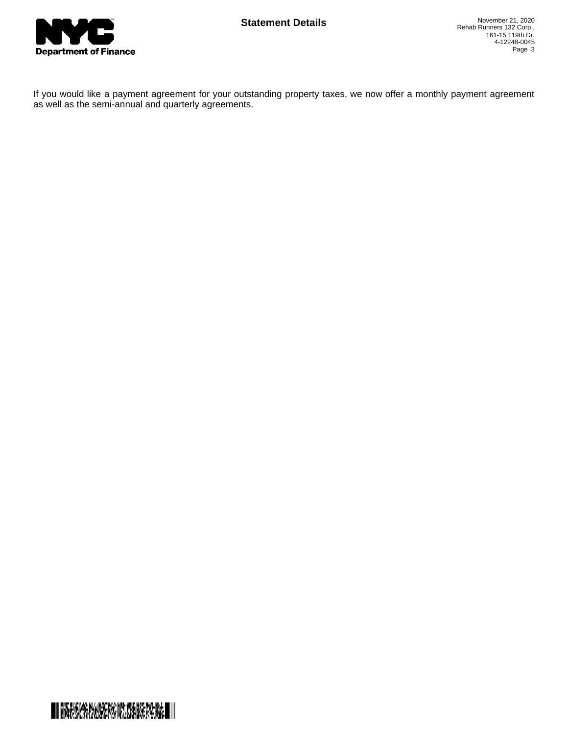If you would like a payment agreement for your outstanding property taxes, we now offer a monthly payment agreement as well as the semi-annual and quarterly agreements.